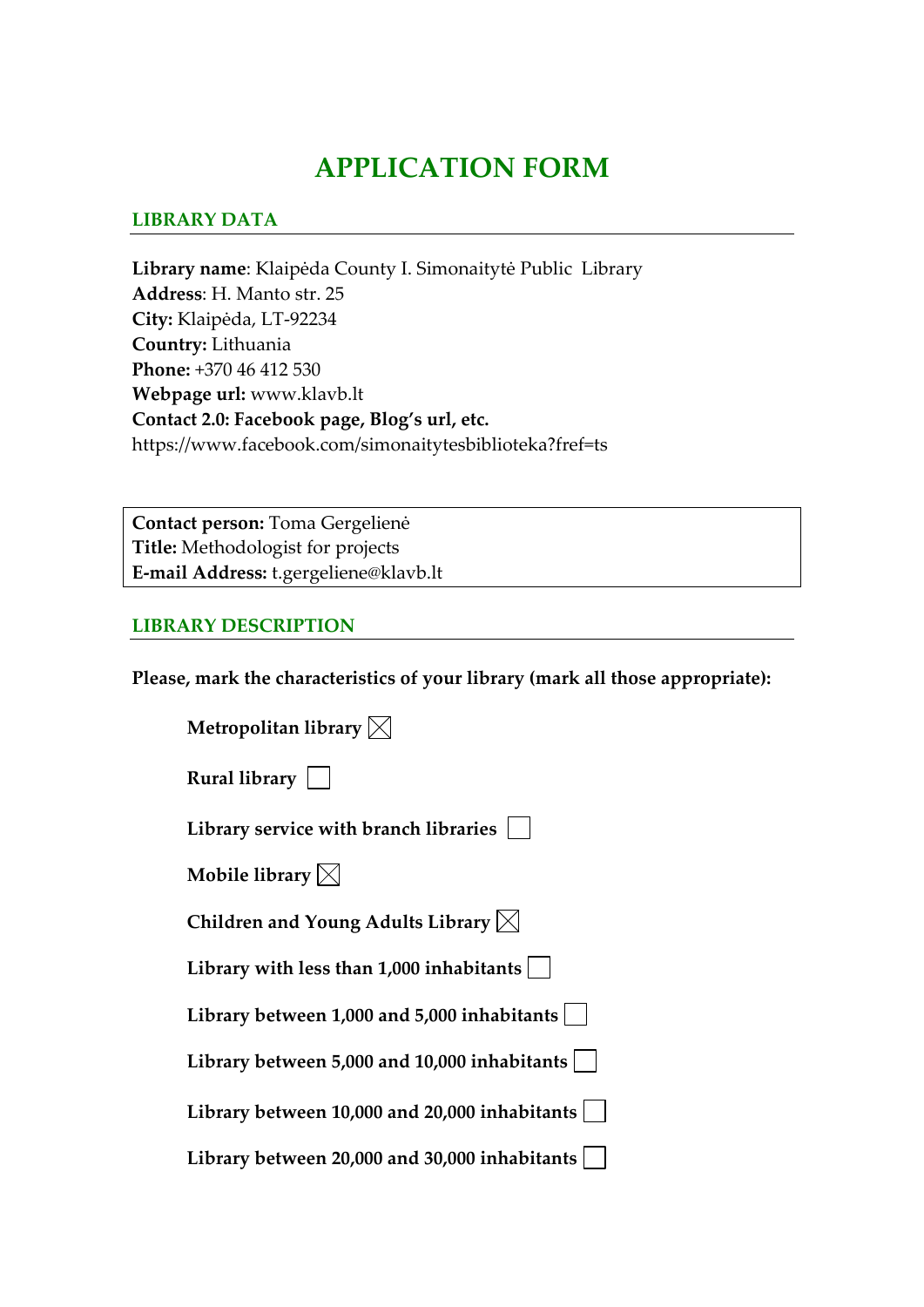# APPLICATION FORM

## LIBRARY DATA

**Library name**: Klaipėda County I. Simonaitytė Public Library
**Address**: H. Manto str. 25
**City:** Klaipėda, LT-92234
**Country:** Lithuania
**Phone:** +370 46 412 530
**Webpage url:** www.klavb.lt
**Contact 2.0: Facebook page, Blog's url, etc.**
https://www.facebook.com/simonaitytesbiblioteka?fref=ts

**Contact person:** Toma Gergelienė
**Title:** Methodologist for projects
**E-mail Address:** t.gergeliene@klavb.lt

## LIBRARY DESCRIPTION

**Please, mark the characteristics of your library (mark all those appropriate):**

- **Metropolitan library** ☒
- **Rural library** ☐
- **Library service with branch libraries** ☐
- **Mobile library** ☒
- **Children and Young Adults Library** ☒
- **Library with less than 1,000 inhabitants** ☐
- **Library between 1,000 and 5,000 inhabitants** ☐
- **Library between 5,000 and 10,000 inhabitants** ☐
- **Library between 10,000 and 20,000 inhabitants** ☐
- **Library between 20,000 and 30,000 inhabitants** ☐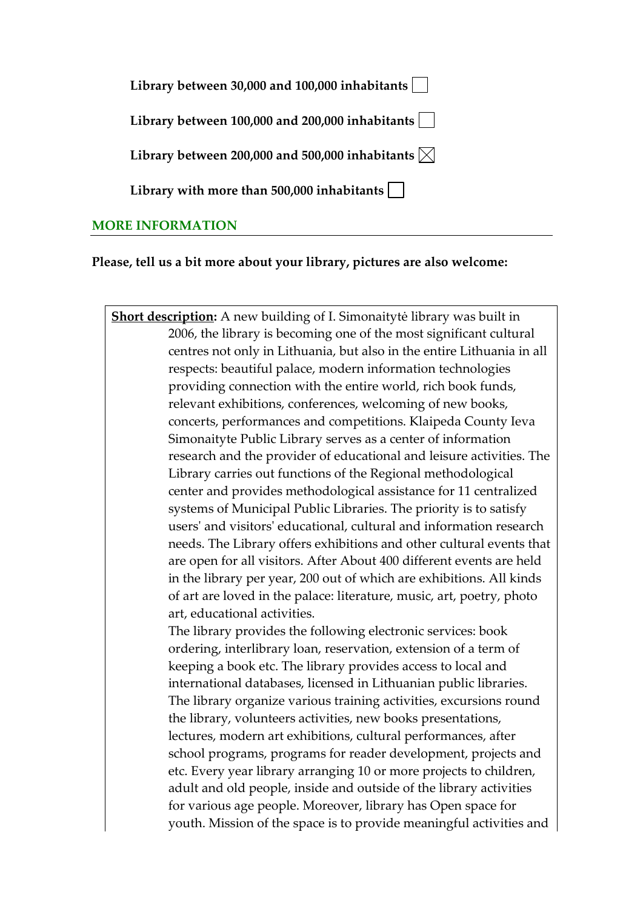**Library between 30,000 and 100,000 inhabitants** ☐

**Library between 100,000 and 200,000 inhabitants** ☐

**Library between 200,000 and 500,000 inhabitants** ☒

**Library with more than 500,000 inhabitants** ☐

## MORE INFORMATION

**Please, tell us a bit more about your library, pictures are also welcome:**

**Short description:** A new building of I. Simonaitytė library was built in 2006, the library is becoming one of the most significant cultural centres not only in Lithuania, but also in the entire Lithuania in all respects: beautiful palace, modern information technologies providing connection with the entire world, rich book funds, relevant exhibitions, conferences, welcoming of new books, concerts, performances and competitions. Klaipeda County Ieva Simonaityte Public Library serves as a center of information research and the provider of educational and leisure activities. The Library carries out functions of the Regional methodological center and provides methodological assistance for 11 centralized systems of Municipal Public Libraries. The priority is to satisfy users' and visitors' educational, cultural and information research needs. The Library offers exhibitions and other cultural events that are open for all visitors. After About 400 different events are held in the library per year, 200 out of which are exhibitions. All kinds of art are loved in the palace: literature, music, art, poetry, photo art, educational activities.

The library provides the following electronic services: book ordering, interlibrary loan, reservation, extension of a term of keeping a book etc. The library provides access to local and international databases, licensed in Lithuanian public libraries. The library organize various training activities, excursions round the library, volunteers activities, new books presentations, lectures, modern art exhibitions, cultural performances, after school programs, programs for reader development, projects and etc. Every year library arranging 10 or more projects to children, adult and old people, inside and outside of the library activities for various age people. Moreover, library has Open space for youth. Mission of the space is to provide meaningful activities and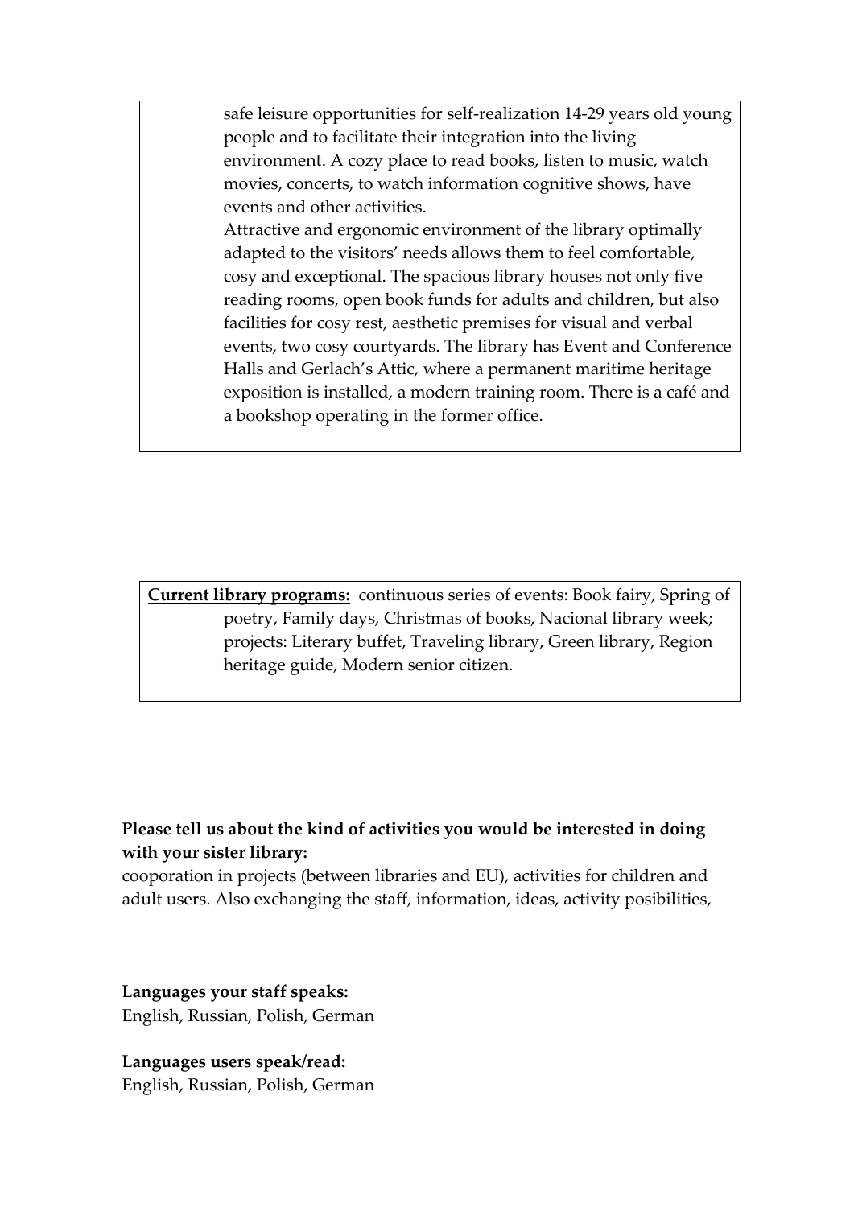safe leisure opportunities for self-realization 14-29 years old young people and to facilitate their integration into the living environment. A cozy place to read books, listen to music, watch movies, concerts, to watch information cognitive shows, have events and other activities.

Attractive and ergonomic environment of the library optimally adapted to the visitors' needs allows them to feel comfortable, cosy and exceptional. The spacious library houses not only five reading rooms, open book funds for adults and children, but also facilities for cosy rest, aesthetic premises for visual and verbal events, two cosy courtyards. The library has Event and Conference Halls and Gerlach's Attic, where a permanent maritime heritage exposition is installed, a modern training room. There is a café and a bookshop operating in the former office.

**Current library programs:** continuous series of events: Book fairy, Spring of poetry, Family days, Christmas of books, Nacional library week; projects: Literary buffet, Traveling library, Green library, Region heritage guide, Modern senior citizen.

**Please tell us about the kind of activities you would be interested in doing with your sister library:**

cooporation in projects (between libraries and EU), activities for children and adult users. Also exchanging the staff, information, ideas, activity posibilities,

**Languages your staff speaks:**

English, Russian, Polish, German

**Languages users speak/read:**

English, Russian, Polish, German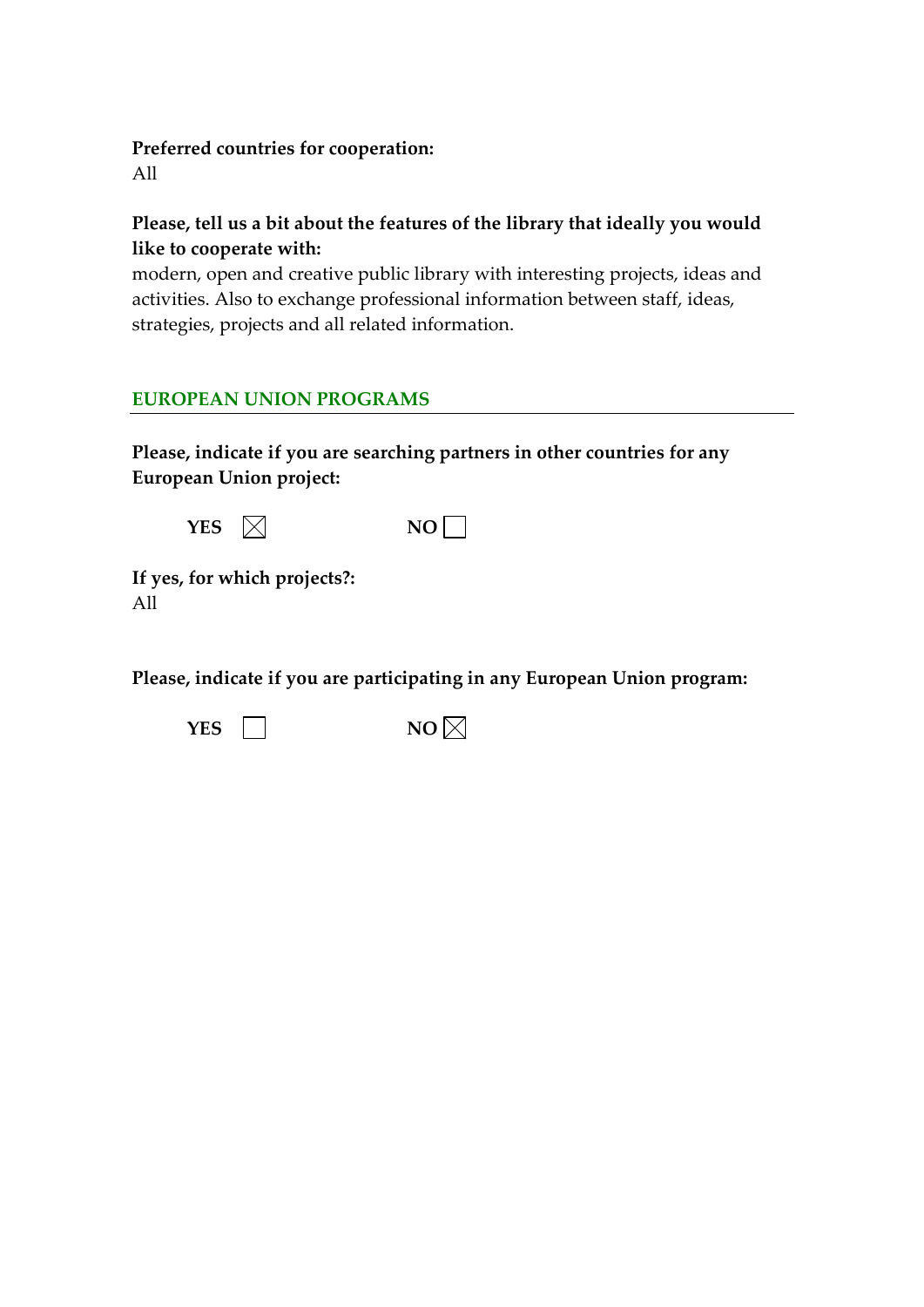**Preferred countries for cooperation:**
All

**Please, tell us a bit about the features of the library that ideally you would like to cooperate with:**
modern, open and creative public library with interesting projects, ideas and activities. Also to exchange professional information between staff, ideas, strategies, projects and all related information.

## EUROPEAN UNION PROGRAMS

**Please, indicate if you are searching partners in other countries for any European Union project:**

**YES** ☒ **NO** ☐

**If yes, for which projects?:**
All

**Please, indicate if you are participating in any European Union program:**

**YES** ☐ **NO** ☒